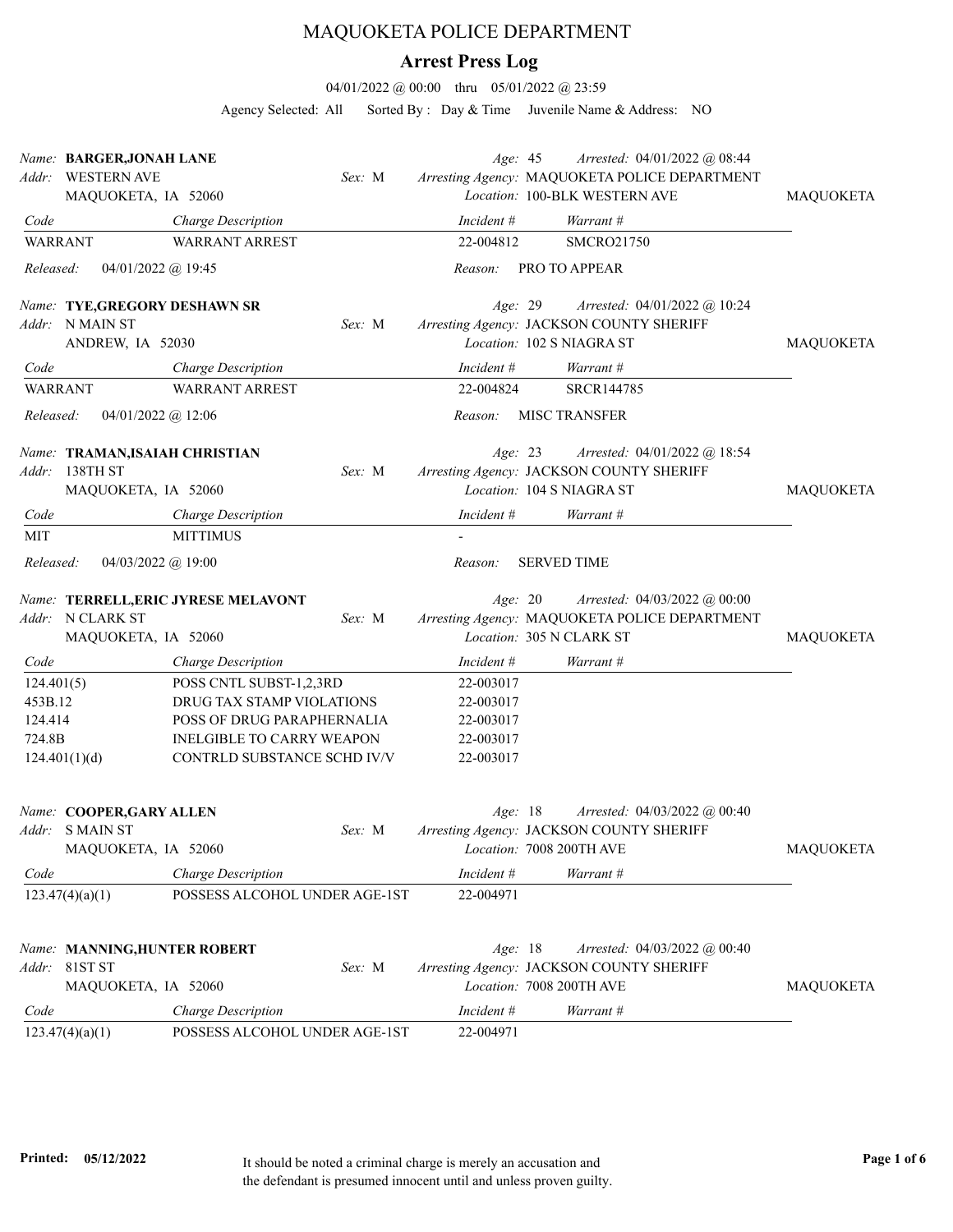# MAQUOKETA POLICE DEPARTMENT

## Arrest Press Log

04/01/2022 @ 00:00 thru 05/01/2022 @ 23:59

Agency Selected: All Sorted By : Day & Time Juvenile Name & Address: NO

---

*Name:* **BARGER,JONAH LANE** *Age:* 45 *Arrested:* 04/01/2022 @ 08:44
*Addr:* WESTERN AVE *Sex:* M *Arresting Agency:* MAQUOKETA POLICE DEPARTMENT
MAQUOKETA, IA 52060 *Location:* 100-BLK WESTERN AVE MAQUOKETA

| Code | Charge Description | Incident # | Warrant # |
|---|---|---|---|
| WARRANT | WARRANT ARREST | 22-004812 | SMCRO21750 |

*Released:* 04/01/2022 @ 19:45 *Reason:* PRO TO APPEAR

---

*Name:* **TYE,GREGORY DESHAWN SR** *Age:* 29 *Arrested:* 04/01/2022 @ 10:24
*Addr:* N MAIN ST *Sex:* M *Arresting Agency:* JACKSON COUNTY SHERIFF
ANDREW, IA 52030 *Location:* 102 S NIAGRA ST MAQUOKETA

| Code | Charge Description | Incident # | Warrant # |
|---|---|---|---|
| WARRANT | WARRANT ARREST | 22-004824 | SRCR144785 |

*Released:* 04/01/2022 @ 12:06 *Reason:* MISC TRANSFER

---

*Name:* **TRAMAN,ISAIAH CHRISTIAN** *Age:* 23 *Arrested:* 04/01/2022 @ 18:54
*Addr:* 138TH ST *Sex:* M *Arresting Agency:* JACKSON COUNTY SHERIFF
MAQUOKETA, IA 52060 *Location:* 104 S NIAGRA ST MAQUOKETA

| Code | Charge Description | Incident # | Warrant # |
|---|---|---|---|
| MIT | MITTIMUS | - | |

*Released:* 04/03/2022 @ 19:00 *Reason:* SERVED TIME

---

*Name:* **TERRELL,ERIC JYRESE MELAVONT** *Age:* 20 *Arrested:* 04/03/2022 @ 00:00
*Addr:* N CLARK ST *Sex:* M *Arresting Agency:* MAQUOKETA POLICE DEPARTMENT
MAQUOKETA, IA 52060 *Location:* 305 N CLARK ST MAQUOKETA

| Code | Charge Description | Incident # | Warrant # |
|---|---|---|---|
| 124.401(5) | POSS CNTL SUBST-1,2,3RD | 22-003017 | |
| 453B.12 | DRUG TAX STAMP VIOLATIONS | 22-003017 | |
| 124.414 | POSS OF DRUG PARAPHERNALIA | 22-003017 | |
| 724.8B | INELGIBLE TO CARRY WEAPON | 22-003017 | |
| 124.401(1)(d) | CONTRLD SUBSTANCE SCHD IV/V | 22-003017 | |

---

*Name:* **COOPER,GARY ALLEN** *Age:* 18 *Arrested:* 04/03/2022 @ 00:40
*Addr:* S MAIN ST *Sex:* M *Arresting Agency:* JACKSON COUNTY SHERIFF
MAQUOKETA, IA 52060 *Location:* 7008 200TH AVE MAQUOKETA

| Code | Charge Description | Incident # | Warrant # |
|---|---|---|---|
| 123.47(4)(a)(1) | POSSESS ALCOHOL UNDER AGE-1ST | 22-004971 | |

---

*Name:* **MANNING,HUNTER ROBERT** *Age:* 18 *Arrested:* 04/03/2022 @ 00:40
*Addr:* 81ST ST *Sex:* M *Arresting Agency:* JACKSON COUNTY SHERIFF
MAQUOKETA, IA 52060 *Location:* 7008 200TH AVE MAQUOKETA

| Code | Charge Description | Incident # | Warrant # |
|---|---|---|---|
| 123.47(4)(a)(1) | POSSESS ALCOHOL UNDER AGE-1ST | 22-004971 | |

---

**Printed:** 05/12/2022

It should be noted a criminal charge is merely an accusation and the defendant is presumed innocent until and unless proven guilty.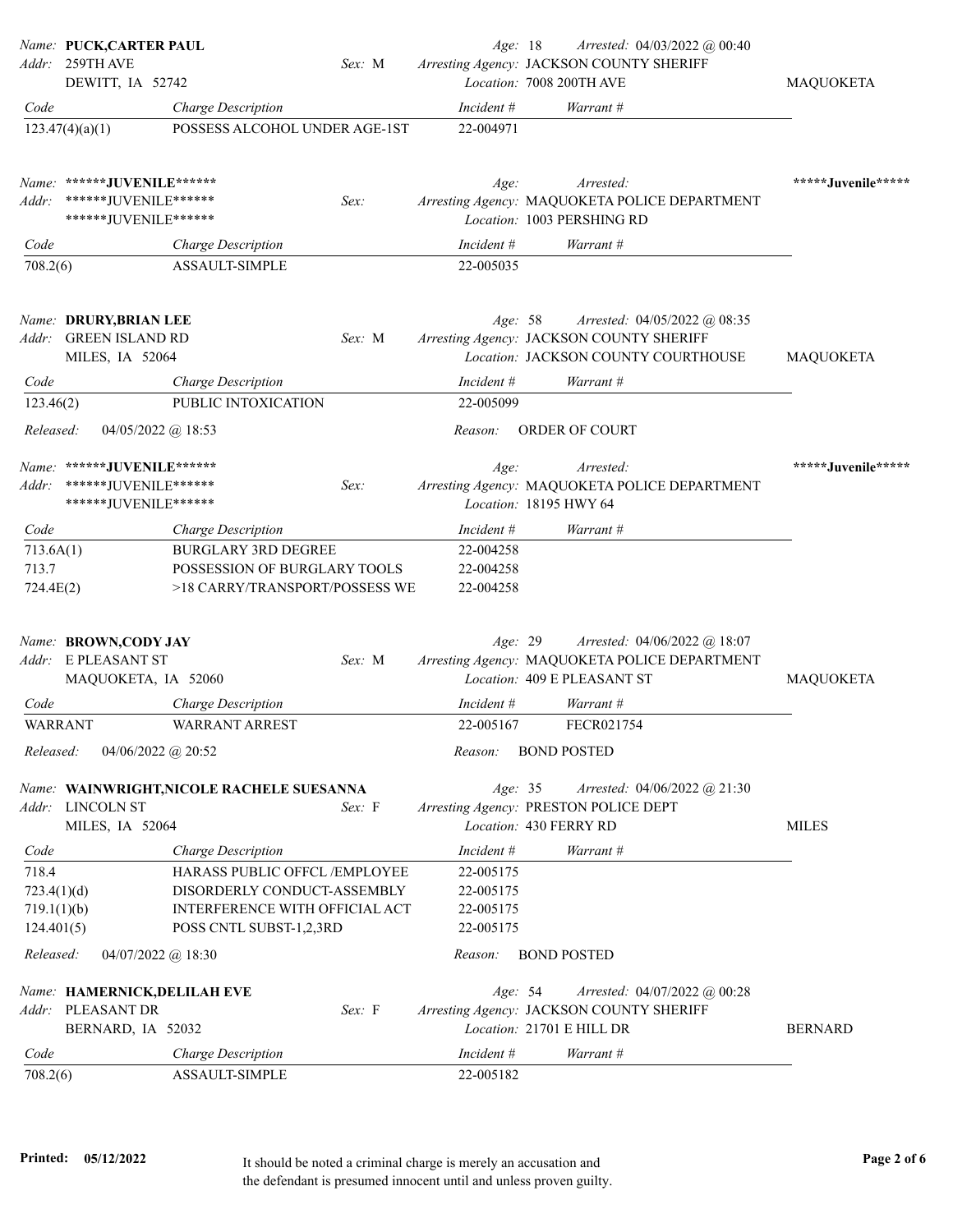**Name:** PUCK,CARTER PAUL
**Addr:** 259TH AVE, DEWITT, IA 52742
**Sex:** M | **Age:** 18 | **Arrested:** 04/03/2022 @ 00:40
**Arresting Agency:** JACKSON COUNTY SHERIFF
**Location:** 7008 200TH AVE | MAQUOKETA

| Code | Charge Description | Incident # | Warrant # |
|---|---|---|---|
| 123.47(4)(a)(1) | POSSESS ALCOHOL UNDER AGE-1ST | 22-004971 | |

---

**Name:** ******JUVENILE******
**Addr:** ******JUVENILE******, ******JUVENILE******
**Sex:** | **Age:** | **Arrested:** | *****Juvenile*****
**Arresting Agency:** MAQUOKETA POLICE DEPARTMENT
**Location:** 1003 PERSHING RD

| Code | Charge Description | Incident # | Warrant # |
|---|---|---|---|
| 708.2(6) | ASSAULT-SIMPLE | 22-005035 | |

---

**Name:** DRURY,BRIAN LEE
**Addr:** GREEN ISLAND RD, MILES, IA 52064
**Sex:** M | **Age:** 58 | **Arrested:** 04/05/2022 @ 08:35
**Arresting Agency:** JACKSON COUNTY SHERIFF
**Location:** JACKSON COUNTY COURTHOUSE | MAQUOKETA

| Code | Charge Description | Incident # | Warrant # |
|---|---|---|---|
| 123.46(2) | PUBLIC INTOXICATION | 22-005099 | |

**Released:** 04/05/2022 @ 18:53 | **Reason:** ORDER OF COURT

---

**Name:** ******JUVENILE******
**Addr:** ******JUVENILE******, ******JUVENILE******
**Sex:** | **Age:** | **Arrested:** | *****Juvenile*****
**Arresting Agency:** MAQUOKETA POLICE DEPARTMENT
**Location:** 18195 HWY 64

| Code | Charge Description | Incident # | Warrant # |
|---|---|---|---|
| 713.6A(1) | BURGLARY 3RD DEGREE | 22-004258 | |
| 713.7 | POSSESSION OF BURGLARY TOOLS | 22-004258 | |
| 724.4E(2) | >18 CARRY/TRANSPORT/POSSESS WE | 22-004258 | |

---

**Name:** BROWN,CODY JAY
**Addr:** E PLEASANT ST, MAQUOKETA, IA 52060
**Sex:** M | **Age:** 29 | **Arrested:** 04/06/2022 @ 18:07
**Arresting Agency:** MAQUOKETA POLICE DEPARTMENT
**Location:** 409 E PLEASANT ST | MAQUOKETA

| Code | Charge Description | Incident # | Warrant # |
|---|---|---|---|
| WARRANT | WARRANT ARREST | 22-005167 | FECR021754 |

**Released:** 04/06/2022 @ 20:52 | **Reason:** BOND POSTED

---

**Name:** WAINWRIGHT,NICOLE RACHELE SUESANNA
**Addr:** LINCOLN ST, MILES, IA 52064
**Sex:** F | **Age:** 35 | **Arrested:** 04/06/2022 @ 21:30
**Arresting Agency:** PRESTON POLICE DEPT
**Location:** 430 FERRY RD | MILES

| Code | Charge Description | Incident # | Warrant # |
|---|---|---|---|
| 718.4 | HARASS PUBLIC OFFCL /EMPLOYEE | 22-005175 | |
| 723.4(1)(d) | DISORDERLY CONDUCT-ASSEMBLY | 22-005175 | |
| 719.1(1)(b) | INTERFERENCE WITH OFFICIAL ACT | 22-005175 | |
| 124.401(5) | POSS CNTL SUBST-1,2,3RD | 22-005175 | |

**Released:** 04/07/2022 @ 18:30 | **Reason:** BOND POSTED

---

**Name:** HAMERNICK,DELILAH EVE
**Addr:** PLEASANT DR, BERNARD, IA 52032
**Sex:** F | **Age:** 54 | **Arrested:** 04/07/2022 @ 00:28
**Arresting Agency:** JACKSON COUNTY SHERIFF
**Location:** 21701 E HILL DR | BERNARD

| Code | Charge Description | Incident # | Warrant # |
|---|---|---|---|
| 708.2(6) | ASSAULT-SIMPLE | 22-005182 | |

---

**Printed:** 05/12/2022

It should be noted a criminal charge is merely an accusation and the defendant is presumed innocent until and unless proven guilty.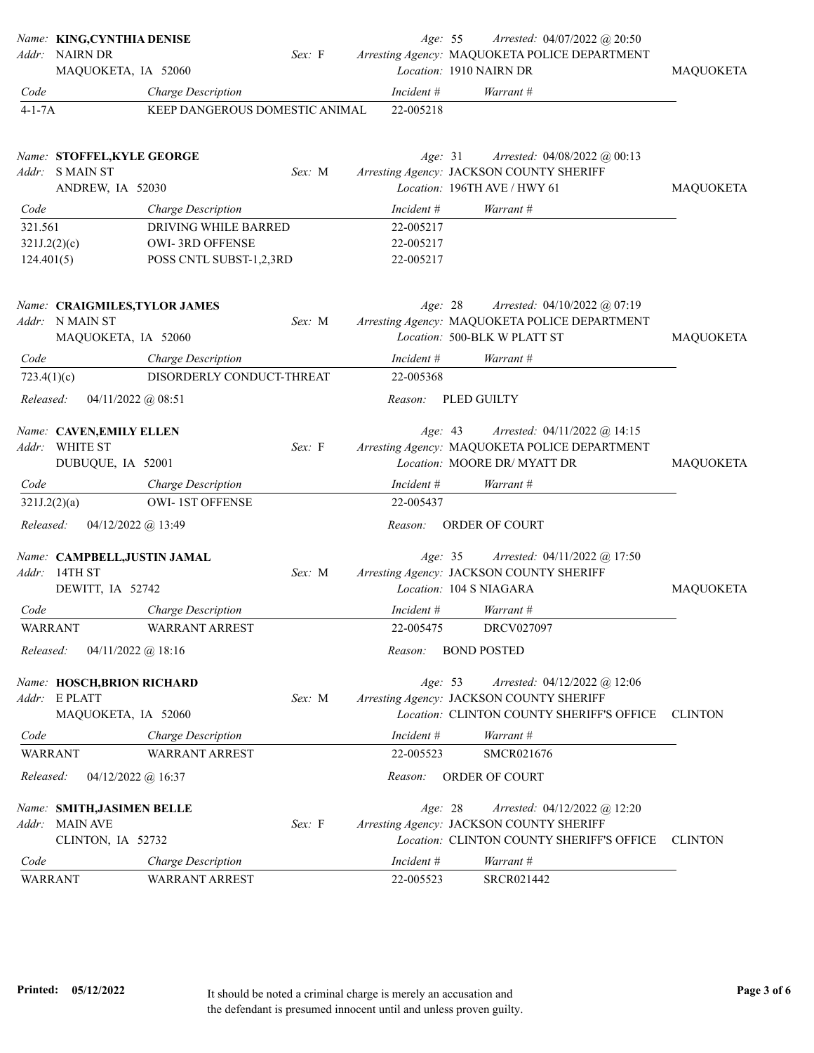**Name:** **KING,CYNTHIA DENISE**
**Addr:** NAIRN DR, MAQUOKETA, IA 52060
**Sex:** F
**Age:** 55
**Arrested:** 04/07/2022 @ 20:50
**Arresting Agency:** MAQUOKETA POLICE DEPARTMENT
**Location:** 1910 NAIRN DR
MAQUOKETA

| Code | Charge Description | Incident # | Warrant # |
| --- | --- | --- | --- |
| 4-1-7A | KEEP DANGEROUS DOMESTIC ANIMAL | 22-005218 | |

**Name:** **STOFFEL,KYLE GEORGE**
**Addr:** S MAIN ST, ANDREW, IA 52030
**Sex:** M
**Age:** 31
**Arrested:** 04/08/2022 @ 00:13
**Arresting Agency:** JACKSON COUNTY SHERIFF
**Location:** 196TH AVE / HWY 61
MAQUOKETA

| Code | Charge Description | Incident # | Warrant # |
| --- | --- | --- | --- |
| 321.561 | DRIVING WHILE BARRED | 22-005217 | |
| 321J.2(2)(c) | OWI- 3RD OFFENSE | 22-005217 | |
| 124.401(5) | POSS CNTL SUBST-1,2,3RD | 22-005217 | |

**Name:** **CRAIGMILES,TYLOR JAMES**
**Addr:** N MAIN ST, MAQUOKETA, IA 52060
**Sex:** M
**Age:** 28
**Arrested:** 04/10/2022 @ 07:19
**Arresting Agency:** MAQUOKETA POLICE DEPARTMENT
**Location:** 500-BLK W PLATT ST
MAQUOKETA

| Code | Charge Description | Incident # | Warrant # |
| --- | --- | --- | --- |
| 723.4(1)(c) | DISORDERLY CONDUCT-THREAT | 22-005368 | |

**Released:** 04/11/2022 @ 08:51
**Reason:** PLED GUILTY

**Name:** **CAVEN,EMILY ELLEN**
**Addr:** WHITE ST, DUBUQUE, IA 52001
**Sex:** F
**Age:** 43
**Arrested:** 04/11/2022 @ 14:15
**Arresting Agency:** MAQUOKETA POLICE DEPARTMENT
**Location:** MOORE DR/ MYATT DR
MAQUOKETA

| Code | Charge Description | Incident # | Warrant # |
| --- | --- | --- | --- |
| 321J.2(2)(a) | OWI- 1ST OFFENSE | 22-005437 | |

**Released:** 04/12/2022 @ 13:49
**Reason:** ORDER OF COURT

**Name:** **CAMPBELL,JUSTIN JAMAL**
**Addr:** 14TH ST, DEWITT, IA 52742
**Sex:** M
**Age:** 35
**Arrested:** 04/11/2022 @ 17:50
**Arresting Agency:** JACKSON COUNTY SHERIFF
**Location:** 104 S NIAGARA
MAQUOKETA

| Code | Charge Description | Incident # | Warrant # |
| --- | --- | --- | --- |
| WARRANT | WARRANT ARREST | 22-005475 | DRCV027097 |

**Released:** 04/11/2022 @ 18:16
**Reason:** BOND POSTED

**Name:** **HOSCH,BRION RICHARD**
**Addr:** E PLATT, MAQUOKETA, IA 52060
**Sex:** M
**Age:** 53
**Arrested:** 04/12/2022 @ 12:06
**Arresting Agency:** JACKSON COUNTY SHERIFF
**Location:** CLINTON COUNTY SHERIFF'S OFFICE
CLINTON

| Code | Charge Description | Incident # | Warrant # |
| --- | --- | --- | --- |
| WARRANT | WARRANT ARREST | 22-005523 | SMCR021676 |

**Released:** 04/12/2022 @ 16:37
**Reason:** ORDER OF COURT

**Name:** **SMITH,JASIMEN BELLE**
**Addr:** MAIN AVE, CLINTON, IA 52732
**Sex:** F
**Age:** 28
**Arrested:** 04/12/2022 @ 12:20
**Arresting Agency:** JACKSON COUNTY SHERIFF
**Location:** CLINTON COUNTY SHERIFF'S OFFICE
CLINTON

| Code | Charge Description | Incident # | Warrant # |
| --- | --- | --- | --- |
| WARRANT | WARRANT ARREST | 22-005523 | SRCR021442 |

**Printed:** 05/12/2022

It should be noted a criminal charge is merely an accusation and the defendant is presumed innocent until and unless proven guilty.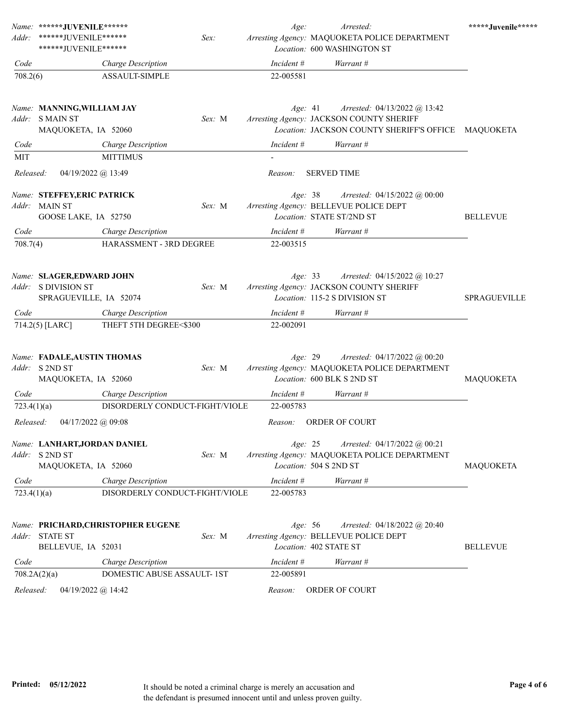**Name:** ******JUVENILE****** | **Age:** | **Arrested:** | *****Juvenile*****

**Addr:** ******JUVENILE****** | **Sex:** | **Arresting Agency:** MAQUOKETA POLICE DEPARTMENT

******JUVENILE****** | **Location:** 600 WASHINGTON ST

| Code | Charge Description | Incident # | Warrant # |
|---|---|---|---|
| 708.2(6) | ASSAULT-SIMPLE | 22-005581 | |

---

**Name:** MANNING,WILLIAM JAY | **Age:** 41 | **Arrested:** 04/13/2022 @ 13:42

**Addr:** S MAIN ST | **Sex:** M | **Arresting Agency:** JACKSON COUNTY SHERIFF

MAQUOKETA, IA 52060 | **Location:** JACKSON COUNTY SHERIFF'S OFFICE | MAQUOKETA

| Code | Charge Description | Incident # | Warrant # |
|---|---|---|---|
| MIT | MITTIMUS | - | |

**Released:** 04/19/2022 @ 13:49 | **Reason:** SERVED TIME

---

**Name:** STEFFEY,ERIC PATRICK | **Age:** 38 | **Arrested:** 04/15/2022 @ 00:00

**Addr:** MAIN ST | **Sex:** M | **Arresting Agency:** BELLEVUE POLICE DEPT

GOOSE LAKE, IA 52750 | **Location:** STATE ST/2ND ST | BELLEVUE

| Code | Charge Description | Incident # | Warrant # |
|---|---|---|---|
| 708.7(4) | HARASSMENT - 3RD DEGREE | 22-003515 | |

---

**Name:** SLAGER,EDWARD JOHN | **Age:** 33 | **Arrested:** 04/15/2022 @ 10:27

**Addr:** S DIVISION ST | **Sex:** M | **Arresting Agency:** JACKSON COUNTY SHERIFF

SPRAGUEVILLE, IA 52074 | **Location:** 115-2 S DIVISION ST | SPRAGUEVILLE

| Code | Charge Description | Incident # | Warrant # |
|---|---|---|---|
| 714.2(5) [LARC] | THEFT 5TH DEGREE<$300 | 22-002091 | |

---

**Name:** FADALE,AUSTIN THOMAS | **Age:** 29 | **Arrested:** 04/17/2022 @ 00:20

**Addr:** S 2ND ST | **Sex:** M | **Arresting Agency:** MAQUOKETA POLICE DEPARTMENT

MAQUOKETA, IA 52060 | **Location:** 600 BLK S 2ND ST | MAQUOKETA

| Code | Charge Description | Incident # | Warrant # |
|---|---|---|---|
| 723.4(1)(a) | DISORDERLY CONDUCT-FIGHT/VIOLE | 22-005783 | |

**Released:** 04/17/2022 @ 09:08 | **Reason:** ORDER OF COURT

---

**Name:** LANHART,JORDAN DANIEL | **Age:** 25 | **Arrested:** 04/17/2022 @ 00:21

**Addr:** S 2ND ST | **Sex:** M | **Arresting Agency:** MAQUOKETA POLICE DEPARTMENT

MAQUOKETA, IA 52060 | **Location:** 504 S 2ND ST | MAQUOKETA

| Code | Charge Description | Incident # | Warrant # |
|---|---|---|---|
| 723.4(1)(a) | DISORDERLY CONDUCT-FIGHT/VIOLE | 22-005783 | |

---

**Name:** PRICHARD,CHRISTOPHER EUGENE | **Age:** 56 | **Arrested:** 04/18/2022 @ 20:40

**Addr:** STATE ST | **Sex:** M | **Arresting Agency:** BELLEVUE POLICE DEPT

BELLEVUE, IA 52031 | **Location:** 402 STATE ST | BELLEVUE

| Code | Charge Description | Incident # | Warrant # |
|---|---|---|---|
| 708.2A(2)(a) | DOMESTIC ABUSE ASSAULT- 1ST | 22-005891 | |

**Released:** 04/19/2022 @ 14:42 | **Reason:** ORDER OF COURT

---

**Printed: 05/12/2022**

It should be noted a criminal charge is merely an accusation and the defendant is presumed innocent until and unless proven guilty.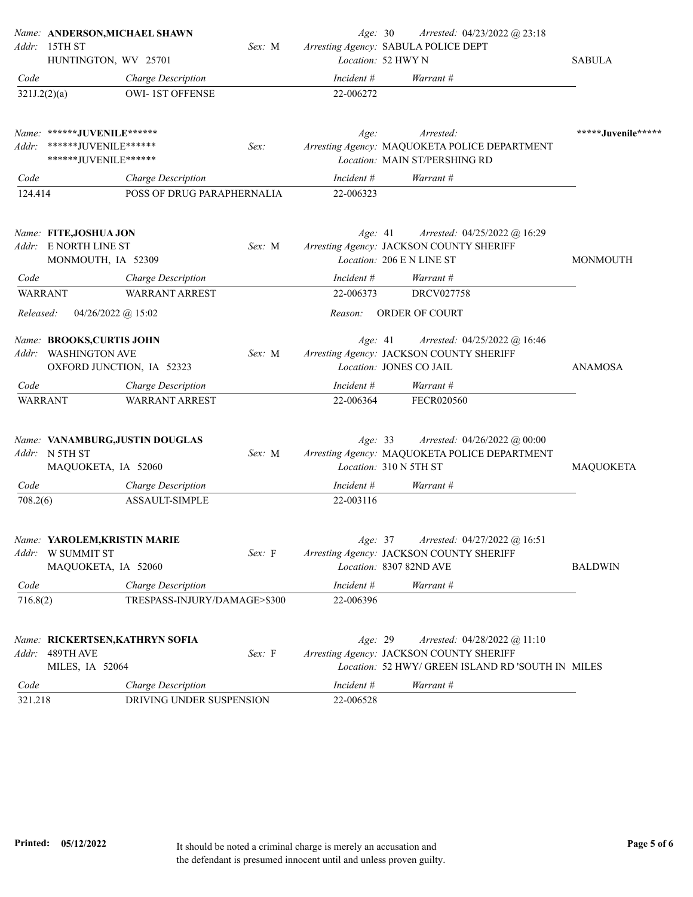**Name:** **ANDERSON,MICHAEL SHAWN** | **Age:** 30 | **Arrested:** 04/23/2022 @ 23:18
**Addr:** 15TH ST, HUNTINGTON, WV 25701 | **Sex:** M
**Arresting Agency:** SABULA POLICE DEPT
**Location:** 52 HWY N | SABULA

| Code | Charge Description | Incident # | Warrant # |
|---|---|---|---|
| 321J.2(2)(a) | OWI- 1ST OFFENSE | 22-006272 | |

**Name:** **\*\*\*\*\*\*JUVENILE\*\*\*\*\*\*** | **Age:** | **Arrested:** | \*\*\*\*\*Juvenile\*\*\*\*\*
**Addr:** \*\*\*\*\*\*JUVENILE\*\*\*\*\*\*, \*\*\*\*\*\*JUVENILE\*\*\*\*\*\* | **Sex:**
**Arresting Agency:** MAQUOKETA POLICE DEPARTMENT
**Location:** MAIN ST/PERSHING RD

| Code | Charge Description | Incident # | Warrant # |
|---|---|---|---|
| 124.414 | POSS OF DRUG PARAPHERNALIA | 22-006323 | |

**Name:** **FITE,JOSHUA JON** | **Age:** 41 | **Arrested:** 04/25/2022 @ 16:29
**Addr:** E NORTH LINE ST, MONMOUTH, IA 52309 | **Sex:** M
**Arresting Agency:** JACKSON COUNTY SHERIFF
**Location:** 206 E N LINE ST | MONMOUTH

| Code | Charge Description | Incident # | Warrant # |
|---|---|---|---|
| WARRANT | WARRANT ARREST | 22-006373 | DRCV027758 |

**Released:** 04/26/2022 @ 15:02 | **Reason:** ORDER OF COURT

**Name:** **BROOKS,CURTIS JOHN** | **Age:** 41 | **Arrested:** 04/25/2022 @ 16:46
**Addr:** WASHINGTON AVE, OXFORD JUNCTION, IA 52323 | **Sex:** M
**Arresting Agency:** JACKSON COUNTY SHERIFF
**Location:** JONES CO JAIL | ANAMOSA

| Code | Charge Description | Incident # | Warrant # |
|---|---|---|---|
| WARRANT | WARRANT ARREST | 22-006364 | FECR020560 |

**Name:** **VANAMBURG,JUSTIN DOUGLAS** | **Age:** 33 | **Arrested:** 04/26/2022 @ 00:00
**Addr:** N 5TH ST, MAQUOKETA, IA 52060 | **Sex:** M
**Arresting Agency:** MAQUOKETA POLICE DEPARTMENT
**Location:** 310 N 5TH ST | MAQUOKETA

| Code | Charge Description | Incident # | Warrant # |
|---|---|---|---|
| 708.2(6) | ASSAULT-SIMPLE | 22-003116 | |

**Name:** **YAROLEM,KRISTIN MARIE** | **Age:** 37 | **Arrested:** 04/27/2022 @ 16:51
**Addr:** W SUMMIT ST, MAQUOKETA, IA 52060 | **Sex:** F
**Arresting Agency:** JACKSON COUNTY SHERIFF
**Location:** 8307 82ND AVE | BALDWIN

| Code | Charge Description | Incident # | Warrant # |
|---|---|---|---|
| 716.8(2) | TRESPASS-INJURY/DAMAGE>$300 | 22-006396 | |

**Name:** **RICKERTSEN,KATHRYN SOFIA** | **Age:** 29 | **Arrested:** 04/28/2022 @ 11:10
**Addr:** 489TH AVE, MILES, IA 52064 | **Sex:** F
**Arresting Agency:** JACKSON COUNTY SHERIFF
**Location:** 52 HWY/ GREEN ISLAND RD 'SOUTH IN | MILES

| Code | Charge Description | Incident # | Warrant # |
|---|---|---|---|
| 321.218 | DRIVING UNDER SUSPENSION | 22-006528 | |

**Printed:** 05/12/2022

It should be noted a criminal charge is merely an accusation and the defendant is presumed innocent until and unless proven guilty.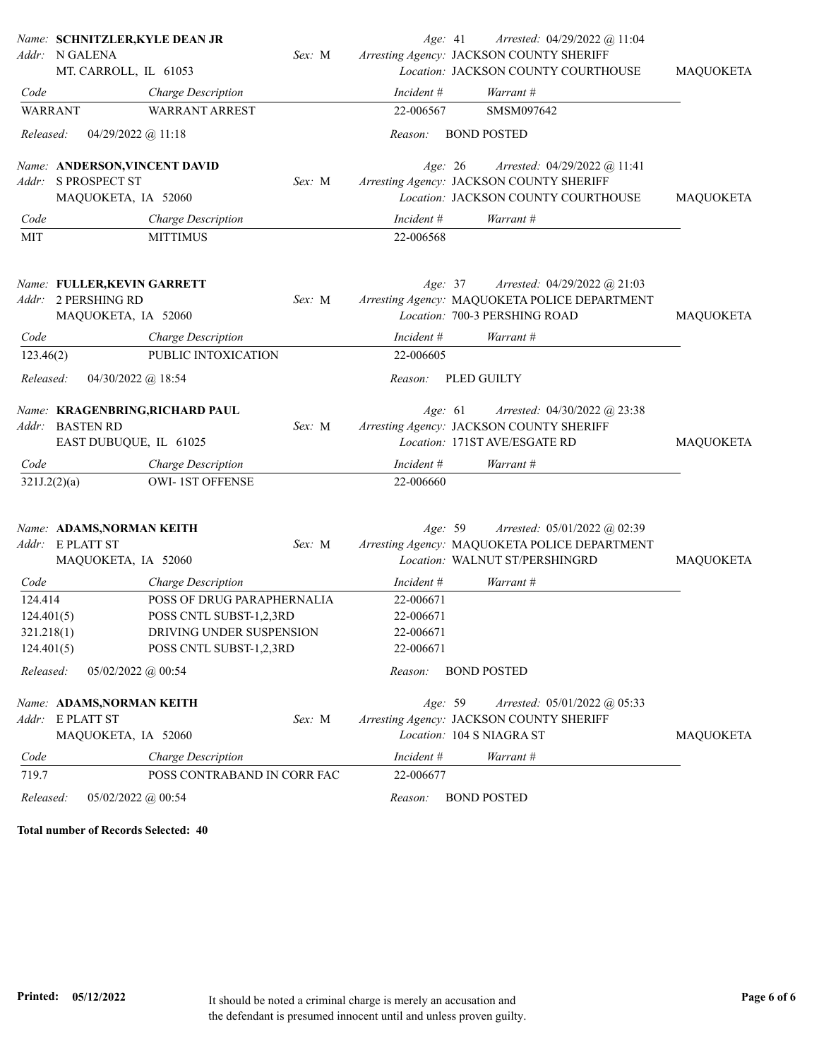**Name:** **SCHNITZLER,KYLE DEAN JR** | **Sex:** M | **Age:** 41 | **Arrested:** 04/29/2022 @ 11:04

**Addr:** N GALENA, MT. CARROLL, IL 61053

**Arresting Agency:** JACKSON COUNTY SHERIFF

**Location:** JACKSON COUNTY COURTHOUSE — MAQUOKETA

| Code | Charge Description | Incident # | Warrant # |
|---|---|---|---|
| WARRANT | WARRANT ARREST | 22-006567 | SMSM097642 |

**Released:** 04/29/2022 @ 11:18 — **Reason:** BOND POSTED

---

**Name:** **ANDERSON,VINCENT DAVID** | **Sex:** M | **Age:** 26 | **Arrested:** 04/29/2022 @ 11:41

**Addr:** S PROSPECT ST, MAQUOKETA, IA 52060

**Arresting Agency:** JACKSON COUNTY SHERIFF

**Location:** JACKSON COUNTY COURTHOUSE — MAQUOKETA

| Code | Charge Description | Incident # | Warrant # |
|---|---|---|---|
| MIT | MITTIMUS | 22-006568 | |

---

**Name:** **FULLER,KEVIN GARRETT** | **Sex:** M | **Age:** 37 | **Arrested:** 04/29/2022 @ 21:03

**Addr:** 2 PERSHING RD, MAQUOKETA, IA 52060

**Arresting Agency:** MAQUOKETA POLICE DEPARTMENT

**Location:** 700-3 PERSHING ROAD — MAQUOKETA

| Code | Charge Description | Incident # | Warrant # |
|---|---|---|---|
| 123.46(2) | PUBLIC INTOXICATION | 22-006605 | |

**Released:** 04/30/2022 @ 18:54 — **Reason:** PLED GUILTY

---

**Name:** **KRAGENBRING,RICHARD PAUL** | **Sex:** M | **Age:** 61 | **Arrested:** 04/30/2022 @ 23:38

**Addr:** BASTEN RD, EAST DUBUQUE, IL 61025

**Arresting Agency:** JACKSON COUNTY SHERIFF

**Location:** 171ST AVE/ESGATE RD — MAQUOKETA

| Code | Charge Description | Incident # | Warrant # |
|---|---|---|---|
| 321J.2(2)(a) | OWI- 1ST OFFENSE | 22-006660 | |

---

**Name:** **ADAMS,NORMAN KEITH** | **Sex:** M | **Age:** 59 | **Arrested:** 05/01/2022 @ 02:39

**Addr:** E PLATT ST, MAQUOKETA, IA 52060

**Arresting Agency:** MAQUOKETA POLICE DEPARTMENT

**Location:** WALNUT ST/PERSHINGRD — MAQUOKETA

| Code | Charge Description | Incident # | Warrant # |
|---|---|---|---|
| 124.414 | POSS OF DRUG PARAPHERNALIA | 22-006671 | |
| 124.401(5) | POSS CNTL SUBST-1,2,3RD | 22-006671 | |
| 321.218(1) | DRIVING UNDER SUSPENSION | 22-006671 | |
| 124.401(5) | POSS CNTL SUBST-1,2,3RD | 22-006671 | |

**Released:** 05/02/2022 @ 00:54 — **Reason:** BOND POSTED

---

**Name:** **ADAMS,NORMAN KEITH** | **Sex:** M | **Age:** 59 | **Arrested:** 05/01/2022 @ 05:33

**Addr:** E PLATT ST, MAQUOKETA, IA 52060

**Arresting Agency:** JACKSON COUNTY SHERIFF

**Location:** 104 S NIAGRA ST — MAQUOKETA

| Code | Charge Description | Incident # | Warrant # |
|---|---|---|---|
| 719.7 | POSS CONTRABAND IN CORR FAC | 22-006677 | |

**Released:** 05/02/2022 @ 00:54 — **Reason:** BOND POSTED

---

**Total number of Records Selected: 40**

**Printed: 05/12/2022**

It should be noted a criminal charge is merely an accusation and the defendant is presumed innocent until and unless proven guilty.